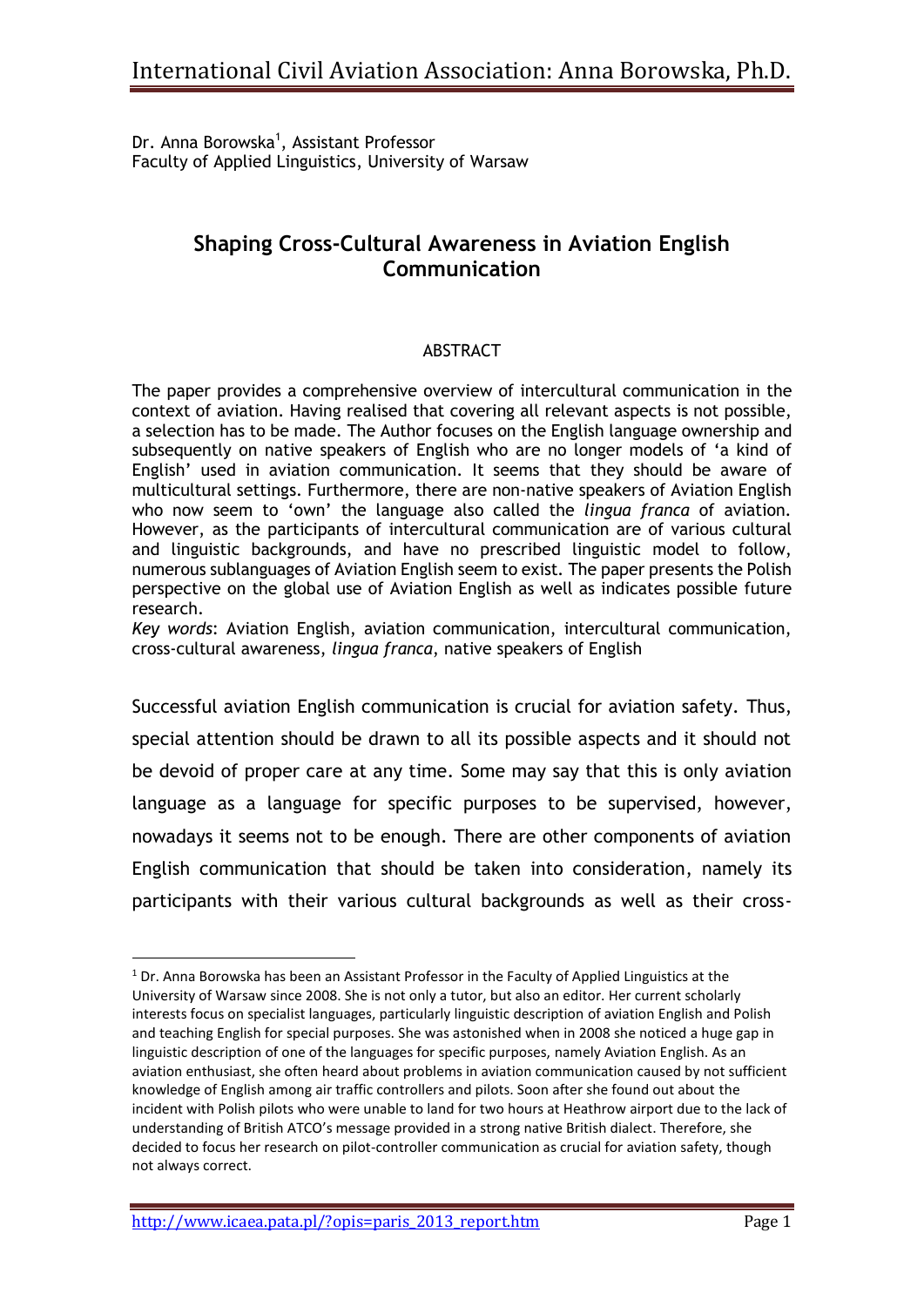Dr. Anna Borowska[1], Assistant Professor
Faculty of Applied Linguistics, University of Warsaw

## Shaping Cross-Cultural Awareness in Aviation English Communication

### ABSTRACT

The paper provides a comprehensive overview of intercultural communication in the context of aviation. Having realised that covering all relevant aspects is not possible, a selection has to be made. The Author focuses on the English language ownership and subsequently on native speakers of English who are no longer models of 'a kind of English' used in aviation communication. It seems that they should be aware of multicultural settings. Furthermore, there are non-native speakers of Aviation English who now seem to 'own' the language also called the *lingua franca* of aviation. However, as the participants of intercultural communication are of various cultural and linguistic backgrounds, and have no prescribed linguistic model to follow, numerous sublanguages of Aviation English seem to exist. The paper presents the Polish perspective on the global use of Aviation English as well as indicates possible future research.

*Key words*: Aviation English, aviation communication, intercultural communication, cross-cultural awareness, *lingua franca*, native speakers of English

Successful aviation English communication is crucial for aviation safety. Thus, special attention should be drawn to all its possible aspects and it should not be devoid of proper care at any time. Some may say that this is only aviation language as a language for specific purposes to be supervised, however, nowadays it seems not to be enough. There are other components of aviation English communication that should be taken into consideration, namely its participants with their various cultural backgrounds as well as their cross-

[1] Dr. Anna Borowska has been an Assistant Professor in the Faculty of Applied Linguistics at the University of Warsaw since 2008. She is not only a tutor, but also an editor. Her current scholarly interests focus on specialist languages, particularly linguistic description of aviation English and Polish and teaching English for special purposes. She was astonished when in 2008 she noticed a huge gap in linguistic description of one of the languages for specific purposes, namely Aviation English. As an aviation enthusiast, she often heard about problems in aviation communication caused by not sufficient knowledge of English among air traffic controllers and pilots. Soon after she found out about the incident with Polish pilots who were unable to land for two hours at Heathrow airport due to the lack of understanding of British ATCO's message provided in a strong native British dialect. Therefore, she decided to focus her research on pilot-controller communication as crucial for aviation safety, though not always correct.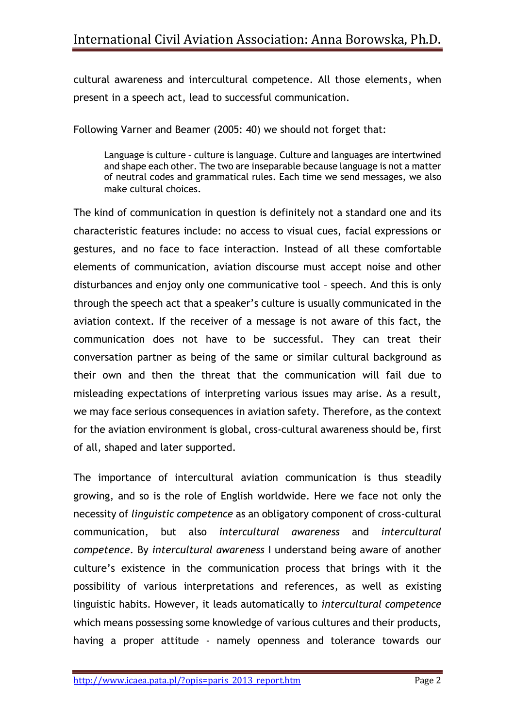cultural awareness and intercultural competence. All those elements, when present in a speech act, lead to successful communication.

Following Varner and Beamer (2005: 40) we should not forget that:

> Language is culture – culture is language. Culture and languages are intertwined and shape each other. The two are inseparable because language is not a matter of neutral codes and grammatical rules. Each time we send messages, we also make cultural choices.

The kind of communication in question is definitely not a standard one and its characteristic features include: no access to visual cues, facial expressions or gestures, and no face to face interaction. Instead of all these comfortable elements of communication, aviation discourse must accept noise and other disturbances and enjoy only one communicative tool – speech. And this is only through the speech act that a speaker's culture is usually communicated in the aviation context. If the receiver of a message is not aware of this fact, the communication does not have to be successful. They can treat their conversation partner as being of the same or similar cultural background as their own and then the threat that the communication will fail due to misleading expectations of interpreting various issues may arise. As a result, we may face serious consequences in aviation safety. Therefore, as the context for the aviation environment is global, cross-cultural awareness should be, first of all, shaped and later supported.

The importance of intercultural aviation communication is thus steadily growing, and so is the role of English worldwide. Here we face not only the necessity of *linguistic competence* as an obligatory component of cross-cultural communication, but also *intercultural awareness* and *intercultural competence*. By *intercultural awareness* I understand being aware of another culture's existence in the communication process that brings with it the possibility of various interpretations and references, as well as existing linguistic habits. However, it leads automatically to *intercultural competence* which means possessing some knowledge of various cultures and their products, having a proper attitude - namely openness and tolerance towards our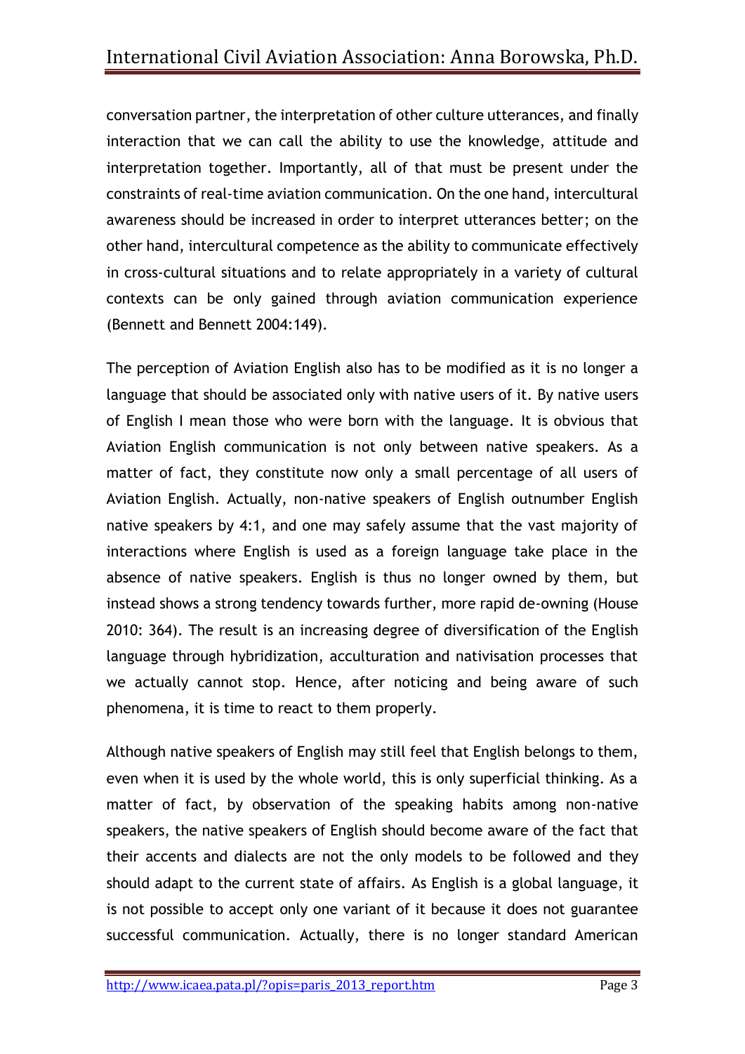conversation partner, the interpretation of other culture utterances, and finally interaction that we can call the ability to use the knowledge, attitude and interpretation together. Importantly, all of that must be present under the constraints of real-time aviation communication. On the one hand, intercultural awareness should be increased in order to interpret utterances better; on the other hand, intercultural competence as the ability to communicate effectively in cross-cultural situations and to relate appropriately in a variety of cultural contexts can be only gained through aviation communication experience (Bennett and Bennett 2004:149).

The perception of Aviation English also has to be modified as it is no longer a language that should be associated only with native users of it. By native users of English I mean those who were born with the language. It is obvious that Aviation English communication is not only between native speakers. As a matter of fact, they constitute now only a small percentage of all users of Aviation English. Actually, non-native speakers of English outnumber English native speakers by 4:1, and one may safely assume that the vast majority of interactions where English is used as a foreign language take place in the absence of native speakers. English is thus no longer owned by them, but instead shows a strong tendency towards further, more rapid de-owning (House 2010: 364). The result is an increasing degree of diversification of the English language through hybridization, acculturation and nativisation processes that we actually cannot stop. Hence, after noticing and being aware of such phenomena, it is time to react to them properly.

Although native speakers of English may still feel that English belongs to them, even when it is used by the whole world, this is only superficial thinking. As a matter of fact, by observation of the speaking habits among non-native speakers, the native speakers of English should become aware of the fact that their accents and dialects are not the only models to be followed and they should adapt to the current state of affairs. As English is a global language, it is not possible to accept only one variant of it because it does not guarantee successful communication. Actually, there is no longer standard American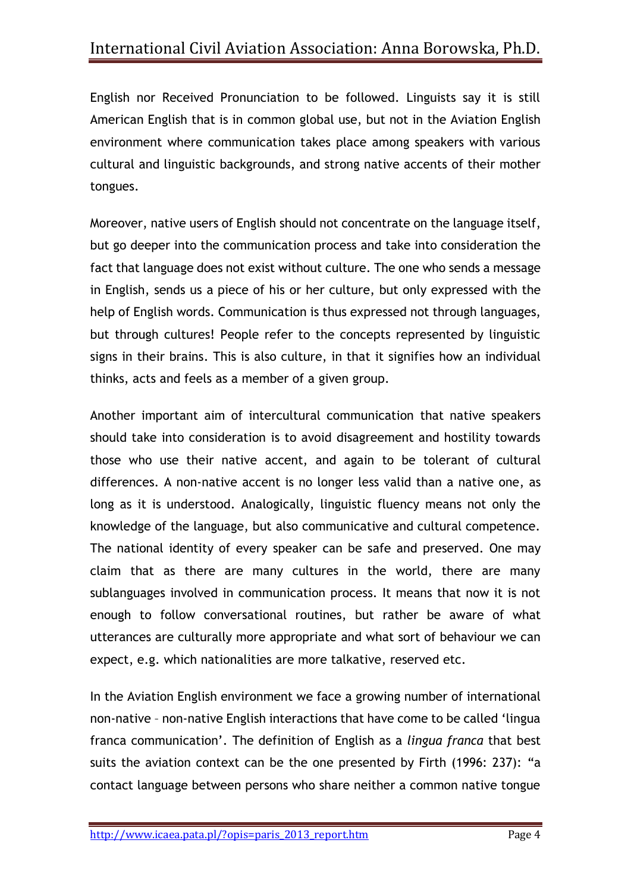English nor Received Pronunciation to be followed. Linguists say it is still American English that is in common global use, but not in the Aviation English environment where communication takes place among speakers with various cultural and linguistic backgrounds, and strong native accents of their mother tongues.

Moreover, native users of English should not concentrate on the language itself, but go deeper into the communication process and take into consideration the fact that language does not exist without culture. The one who sends a message in English, sends us a piece of his or her culture, but only expressed with the help of English words. Communication is thus expressed not through languages, but through cultures! People refer to the concepts represented by linguistic signs in their brains. This is also culture, in that it signifies how an individual thinks, acts and feels as a member of a given group.

Another important aim of intercultural communication that native speakers should take into consideration is to avoid disagreement and hostility towards those who use their native accent, and again to be tolerant of cultural differences. A non-native accent is no longer less valid than a native one, as long as it is understood. Analogically, linguistic fluency means not only the knowledge of the language, but also communicative and cultural competence. The national identity of every speaker can be safe and preserved. One may claim that as there are many cultures in the world, there are many sublanguages involved in communication process. It means that now it is not enough to follow conversational routines, but rather be aware of what utterances are culturally more appropriate and what sort of behaviour we can expect, e.g. which nationalities are more talkative, reserved etc.

In the Aviation English environment we face a growing number of international non-native – non-native English interactions that have come to be called 'lingua franca communication'. The definition of English as a *lingua franca* that best suits the aviation context can be the one presented by Firth (1996: 237): "a contact language between persons who share neither a common native tongue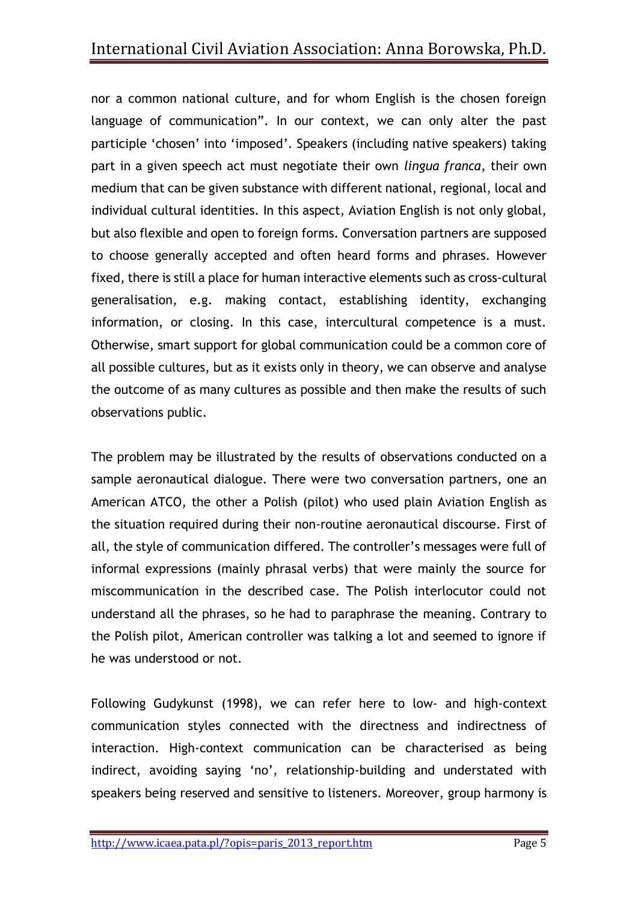nor a common national culture, and for whom English is the chosen foreign language of communication". In our context, we can only alter the past participle 'chosen' into 'imposed'. Speakers (including native speakers) taking part in a given speech act must negotiate their own *lingua franca*, their own medium that can be given substance with different national, regional, local and individual cultural identities. In this aspect, Aviation English is not only global, but also flexible and open to foreign forms. Conversation partners are supposed to choose generally accepted and often heard forms and phrases. However fixed, there is still a place for human interactive elements such as cross-cultural generalisation, e.g. making contact, establishing identity, exchanging information, or closing. In this case, intercultural competence is a must. Otherwise, smart support for global communication could be a common core of all possible cultures, but as it exists only in theory, we can observe and analyse the outcome of as many cultures as possible and then make the results of such observations public.

The problem may be illustrated by the results of observations conducted on a sample aeronautical dialogue. There were two conversation partners, one an American ATCO, the other a Polish (pilot) who used plain Aviation English as the situation required during their non-routine aeronautical discourse. First of all, the style of communication differed. The controller's messages were full of informal expressions (mainly phrasal verbs) that were mainly the source for miscommunication in the described case. The Polish interlocutor could not understand all the phrases, so he had to paraphrase the meaning. Contrary to the Polish pilot, American controller was talking a lot and seemed to ignore if he was understood or not.

Following Gudykunst (1998), we can refer here to low- and high-context communication styles connected with the directness and indirectness of interaction. High-context communication can be characterised as being indirect, avoiding saying 'no', relationship-building and understated with speakers being reserved and sensitive to listeners. Moreover, group harmony is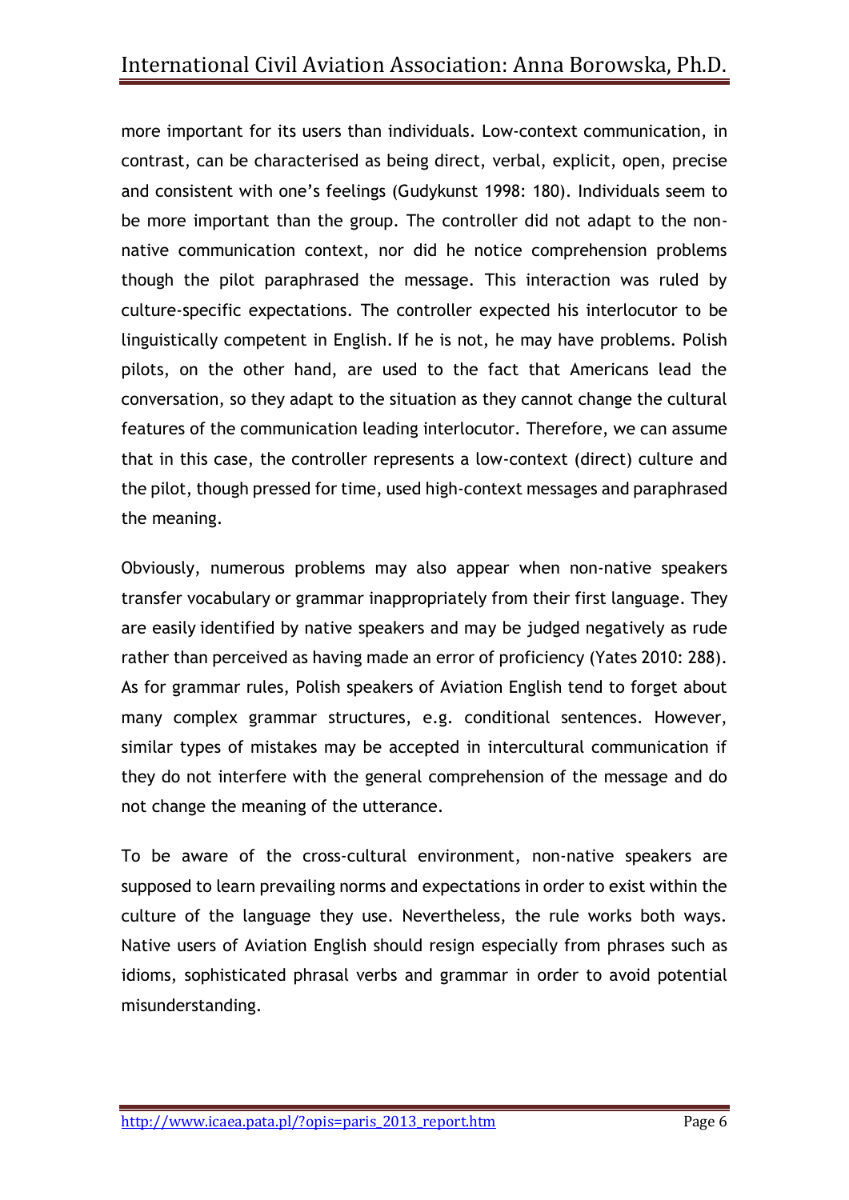more important for its users than individuals. Low-context communication, in contrast, can be characterised as being direct, verbal, explicit, open, precise and consistent with one's feelings (Gudykunst 1998: 180). Individuals seem to be more important than the group. The controller did not adapt to the non-native communication context, nor did he notice comprehension problems though the pilot paraphrased the message. This interaction was ruled by culture-specific expectations. The controller expected his interlocutor to be linguistically competent in English. If he is not, he may have problems. Polish pilots, on the other hand, are used to the fact that Americans lead the conversation, so they adapt to the situation as they cannot change the cultural features of the communication leading interlocutor. Therefore, we can assume that in this case, the controller represents a low-context (direct) culture and the pilot, though pressed for time, used high-context messages and paraphrased the meaning.

Obviously, numerous problems may also appear when non-native speakers transfer vocabulary or grammar inappropriately from their first language. They are easily identified by native speakers and may be judged negatively as rude rather than perceived as having made an error of proficiency (Yates 2010: 288). As for grammar rules, Polish speakers of Aviation English tend to forget about many complex grammar structures, e.g. conditional sentences. However, similar types of mistakes may be accepted in intercultural communication if they do not interfere with the general comprehension of the message and do not change the meaning of the utterance.

To be aware of the cross-cultural environment, non-native speakers are supposed to learn prevailing norms and expectations in order to exist within the culture of the language they use. Nevertheless, the rule works both ways. Native users of Aviation English should resign especially from phrases such as idioms, sophisticated phrasal verbs and grammar in order to avoid potential misunderstanding.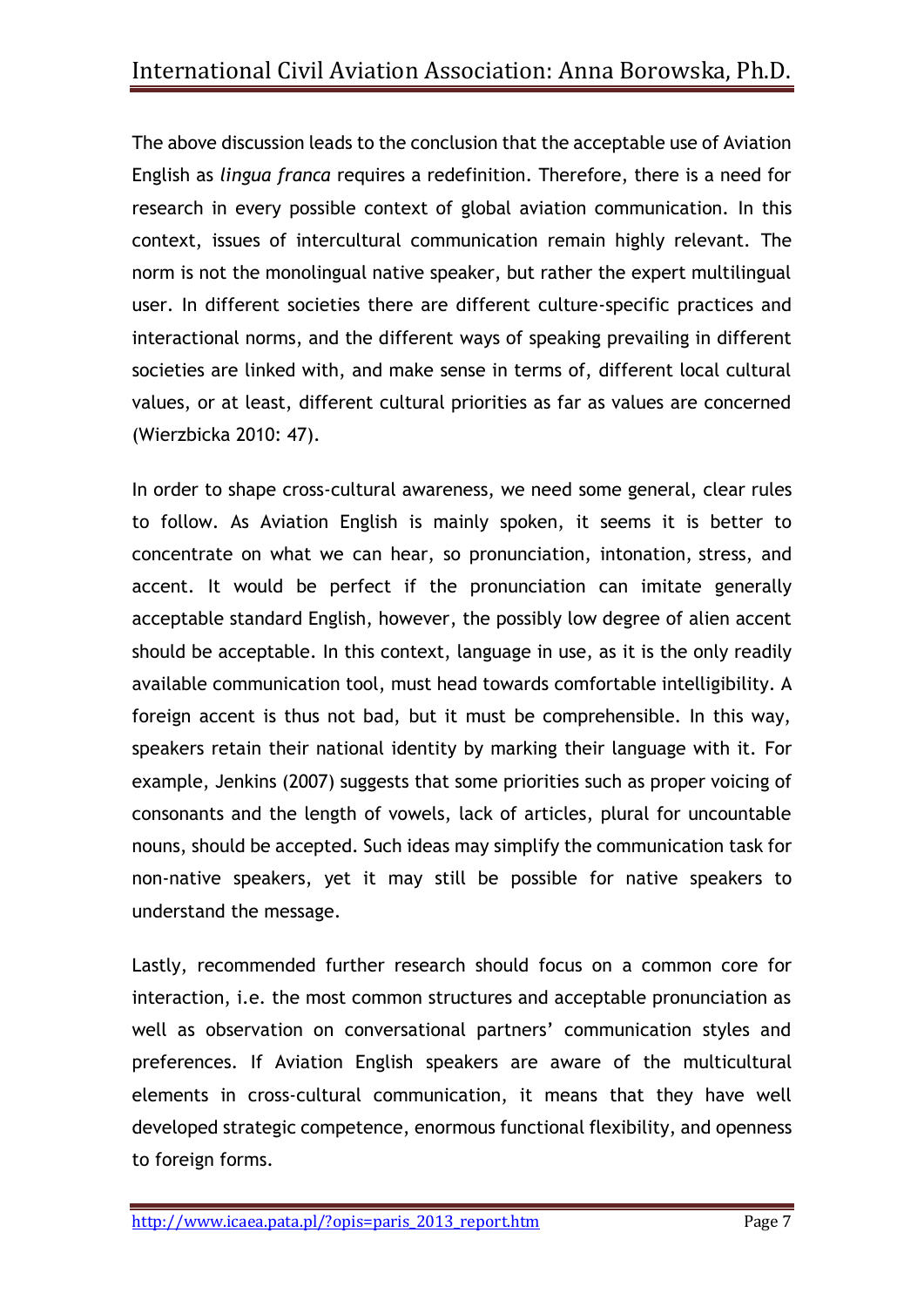The above discussion leads to the conclusion that the acceptable use of Aviation English as *lingua franca* requires a redefinition. Therefore, there is a need for research in every possible context of global aviation communication. In this context, issues of intercultural communication remain highly relevant. The norm is not the monolingual native speaker, but rather the expert multilingual user. In different societies there are different culture-specific practices and interactional norms, and the different ways of speaking prevailing in different societies are linked with, and make sense in terms of, different local cultural values, or at least, different cultural priorities as far as values are concerned (Wierzbicka 2010: 47).

In order to shape cross-cultural awareness, we need some general, clear rules to follow. As Aviation English is mainly spoken, it seems it is better to concentrate on what we can hear, so pronunciation, intonation, stress, and accent. It would be perfect if the pronunciation can imitate generally acceptable standard English, however, the possibly low degree of alien accent should be acceptable. In this context, language in use, as it is the only readily available communication tool, must head towards comfortable intelligibility. A foreign accent is thus not bad, but it must be comprehensible. In this way, speakers retain their national identity by marking their language with it. For example, Jenkins (2007) suggests that some priorities such as proper voicing of consonants and the length of vowels, lack of articles, plural for uncountable nouns, should be accepted. Such ideas may simplify the communication task for non-native speakers, yet it may still be possible for native speakers to understand the message.

Lastly, recommended further research should focus on a common core for interaction, i.e. the most common structures and acceptable pronunciation as well as observation on conversational partners' communication styles and preferences. If Aviation English speakers are aware of the multicultural elements in cross-cultural communication, it means that they have well developed strategic competence, enormous functional flexibility, and openness to foreign forms.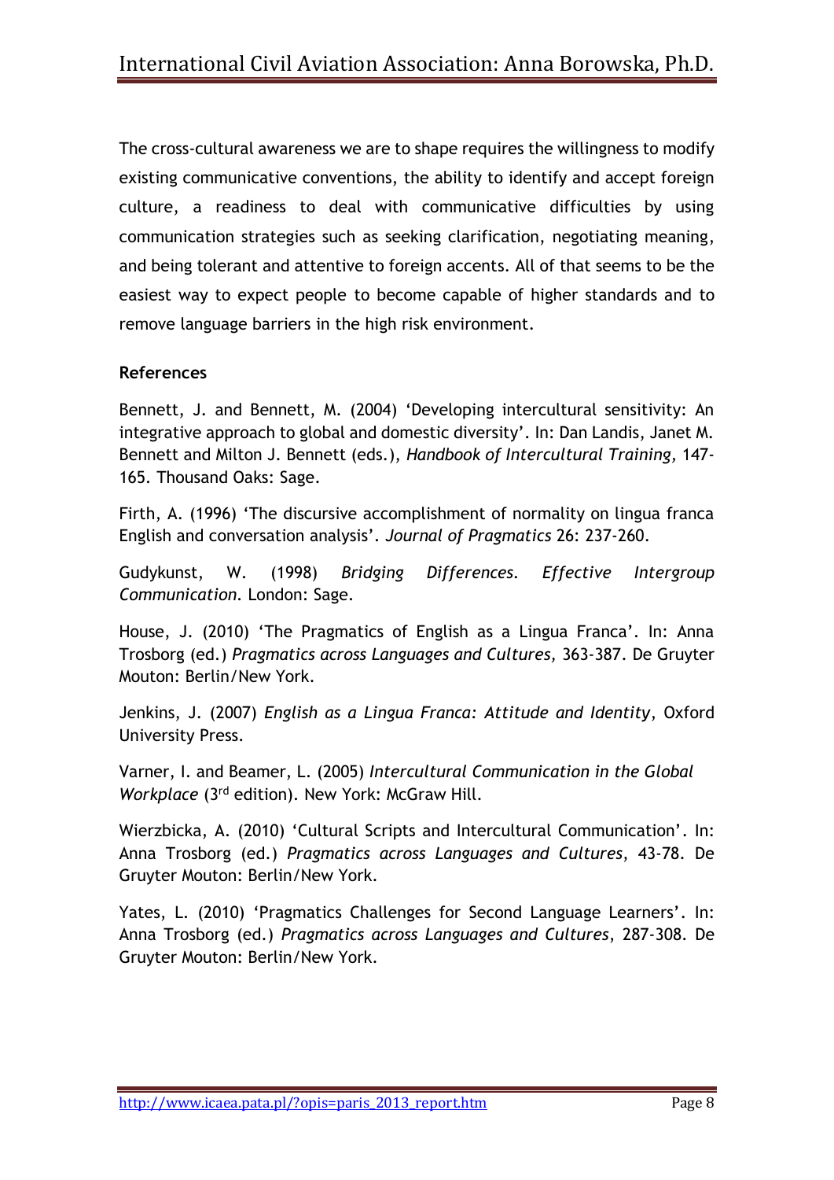The cross-cultural awareness we are to shape requires the willingness to modify existing communicative conventions, the ability to identify and accept foreign culture, a readiness to deal with communicative difficulties by using communication strategies such as seeking clarification, negotiating meaning, and being tolerant and attentive to foreign accents. All of that seems to be the easiest way to expect people to become capable of higher standards and to remove language barriers in the high risk environment.

**References**

Bennett, J. and Bennett, M. (2004) 'Developing intercultural sensitivity: An integrative approach to global and domestic diversity'. In: Dan Landis, Janet M. Bennett and Milton J. Bennett (eds.), *Handbook of Intercultural Training,* 147-165. Thousand Oaks: Sage.

Firth, A. (1996) 'The discursive accomplishment of normality on lingua franca English and conversation analysis'. *Journal of Pragmatics* 26: 237-260.

Gudykunst, W. (1998) *Bridging Differences. Effective Intergroup Communication*. London: Sage.

House, J. (2010) 'The Pragmatics of English as a Lingua Franca'. In: Anna Trosborg (ed.) *Pragmatics across Languages and Cultures*, 363-387. De Gruyter Mouton: Berlin/New York.

Jenkins, J. (2007) *English as a Lingua Franca: Attitude and Identity*, Oxford University Press.

Varner, I. and Beamer, L. (2005) *Intercultural Communication in the Global Workplace* (3rd edition). New York: McGraw Hill.

Wierzbicka, A. (2010) 'Cultural Scripts and Intercultural Communication'. In: Anna Trosborg (ed.) *Pragmatics across Languages and Cultures*, 43-78. De Gruyter Mouton: Berlin/New York.

Yates, L. (2010) 'Pragmatics Challenges for Second Language Learners'. In: Anna Trosborg (ed.) *Pragmatics across Languages and Cultures*, 287-308. De Gruyter Mouton: Berlin/New York.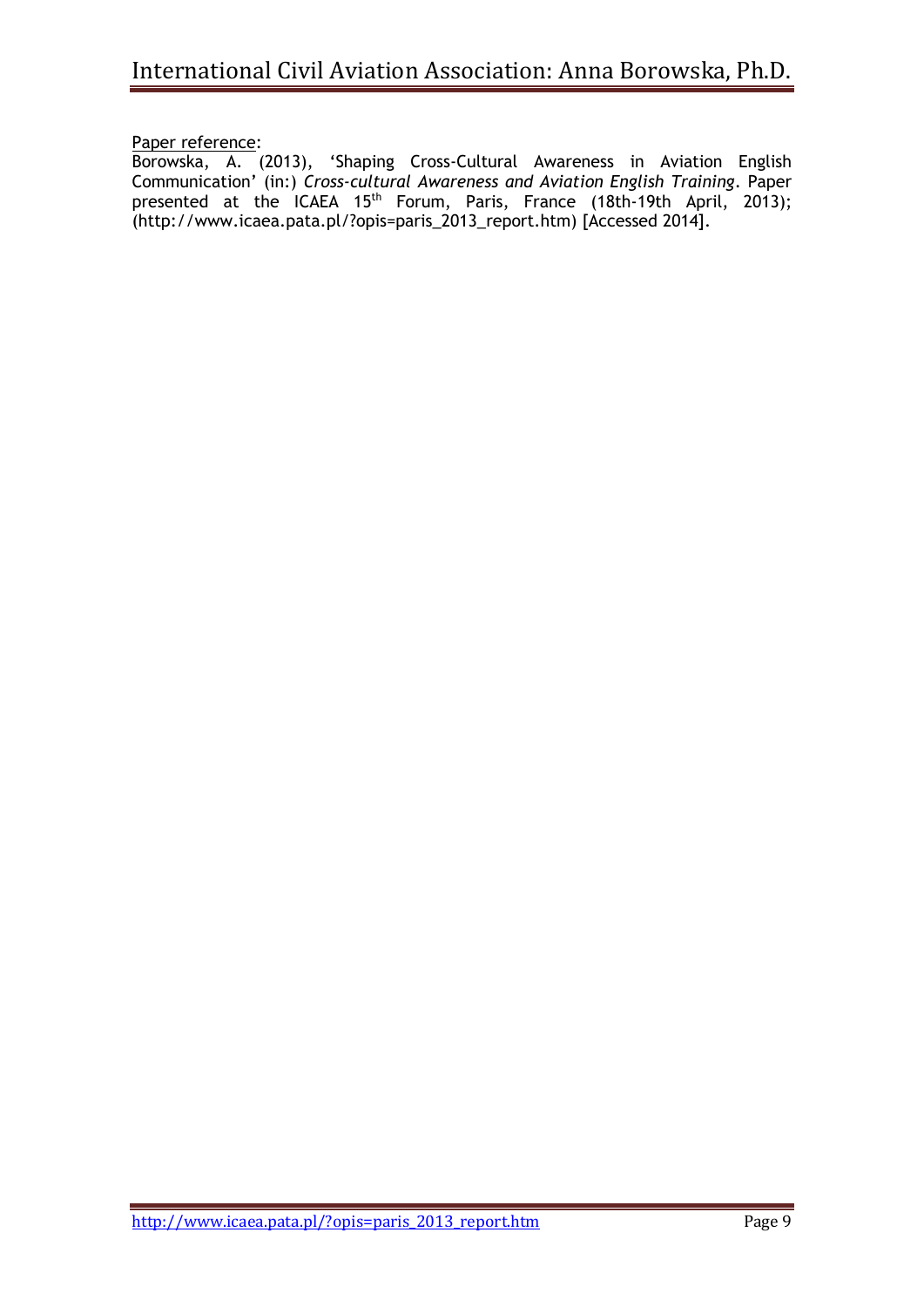Paper reference:
Borowska, A. (2013), 'Shaping Cross-Cultural Awareness in Aviation English Communication' (in:) *Cross-cultural Awareness and Aviation English Training*. Paper presented at the ICAEA 15th Forum, Paris, France (18th-19th April, 2013); (http://www.icaea.pata.pl/?opis=paris_2013_report.htm) [Accessed 2014].